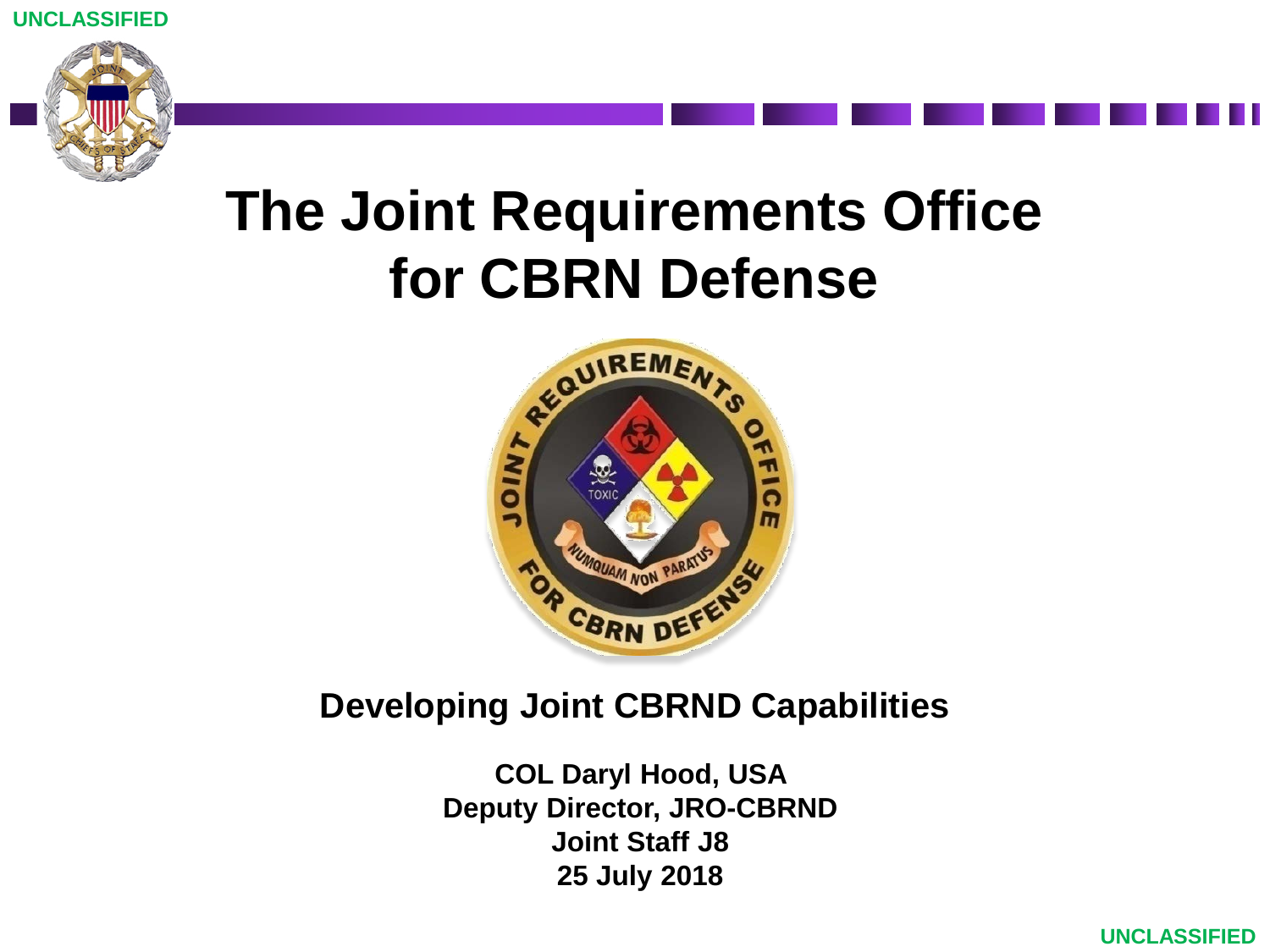UNCLASSIFIED

# The Joint Requirements Office for CBRN Defense

## Developing Joint CBRND Capabilities

**COL Daryl Hood, USA**
**Deputy Director, JRO-CBRND**
**Joint Staff J8**
**25 July 2018**

UNCLASSIFIED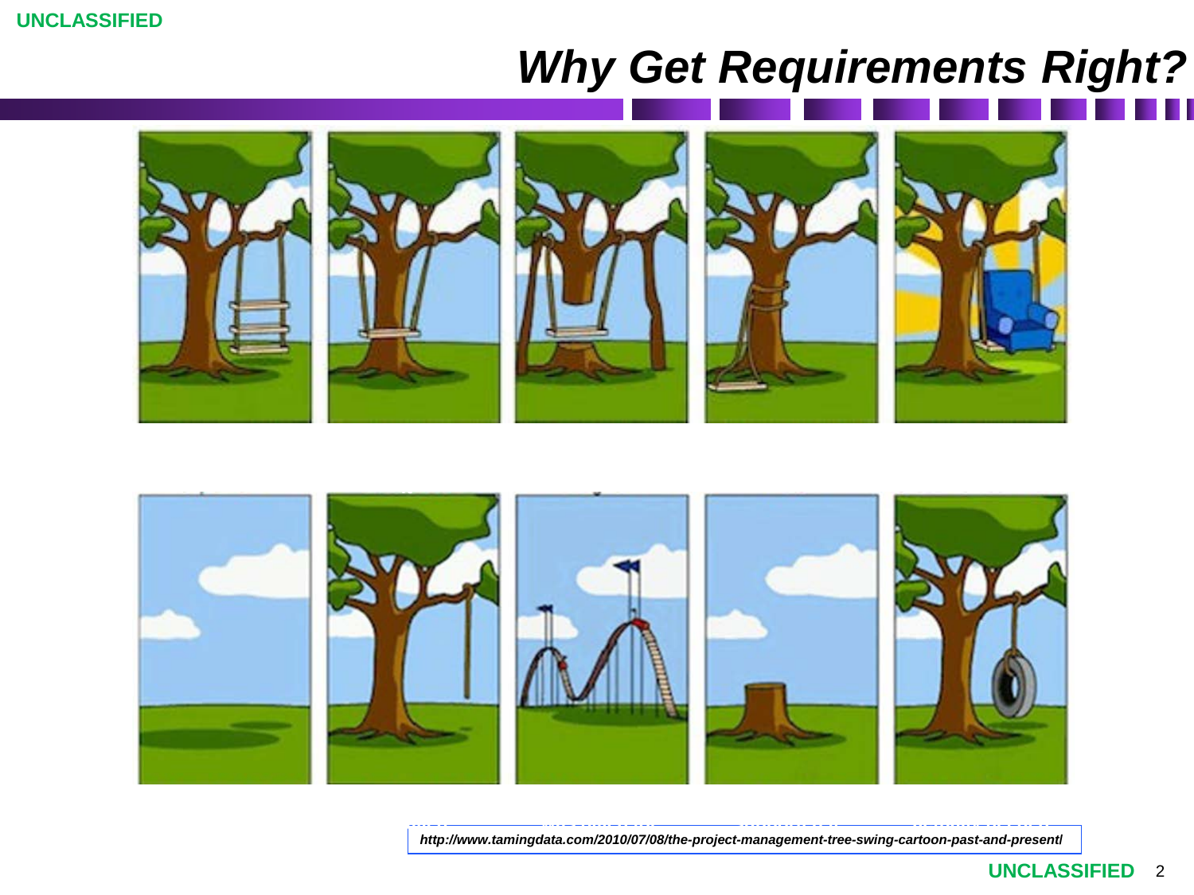# *Why Get Requirements Right?*

*http://www.tamingdata.com/2010/07/08/the-project-management-tree-swing-cartoon-past-and-present/*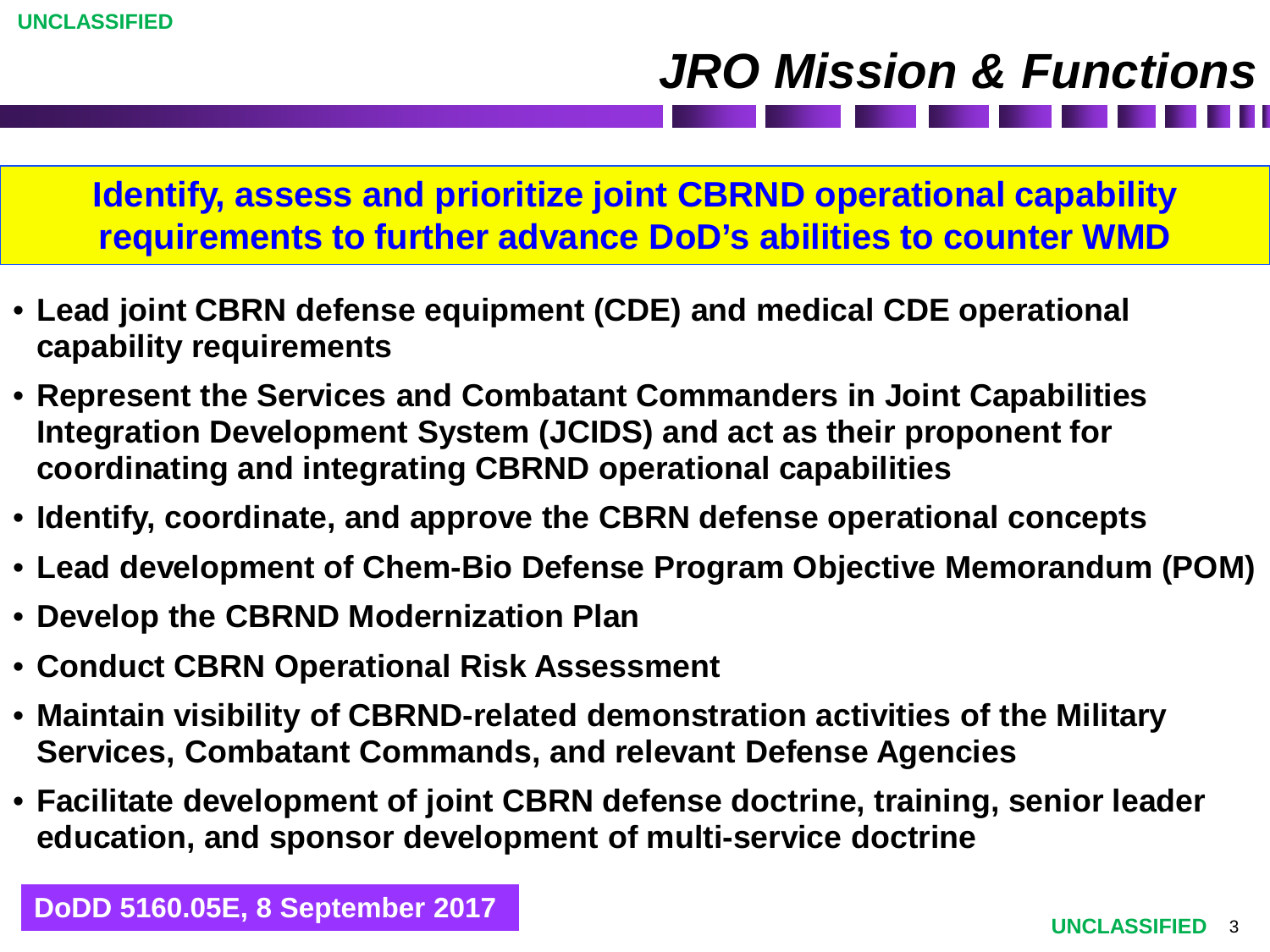# JRO Mission & Functions

**Identify, assess and prioritize joint CBRND operational capability requirements to further advance DoD's abilities to counter WMD**

- **Lead joint CBRN defense equipment (CDE) and medical CDE operational capability requirements**
- **Represent the Services and Combatant Commanders in Joint Capabilities Integration Development System (JCIDS) and act as their proponent for coordinating and integrating CBRND operational capabilities**
- **Identify, coordinate, and approve the CBRN defense operational concepts**
- **Lead development of Chem-Bio Defense Program Objective Memorandum (POM)**
- **Develop the CBRND Modernization Plan**
- **Conduct CBRN Operational Risk Assessment**
- **Maintain visibility of CBRND-related demonstration activities of the Military Services, Combatant Commands, and relevant Defense Agencies**
- **Facilitate development of joint CBRN defense doctrine, training, senior leader education, and sponsor development of multi-service doctrine**

**DoDD 5160.05E, 8 September 2017**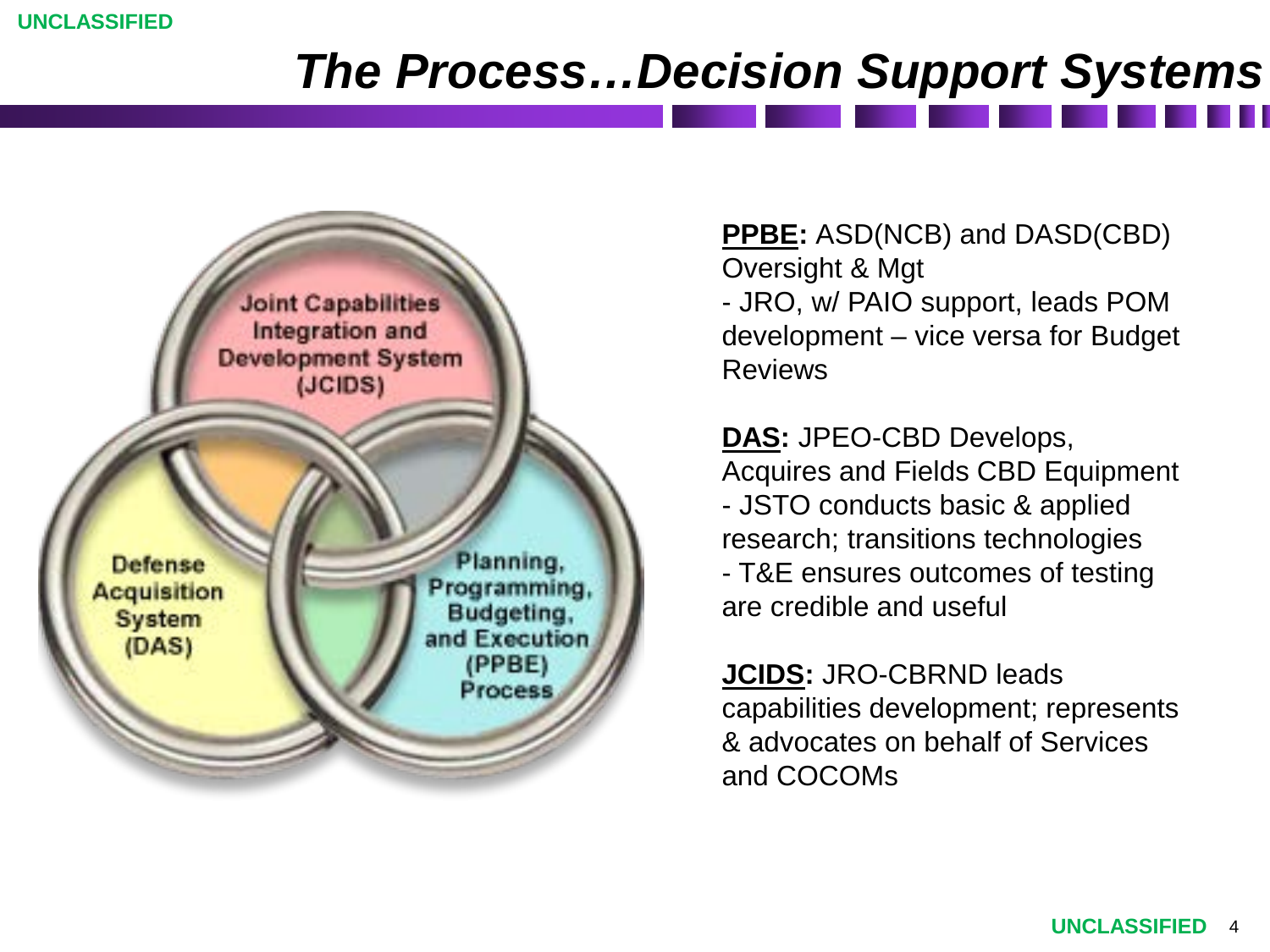# *The Process…Decision Support Systems*

Joint Capabilities Integration and Development System (JCIDS)

Defense Acquisition System (DAS)

Planning, Programming, Budgeting, and Execution (PPBE) Process

**PPBE:** ASD(NCB) and DASD(CBD) Oversight & Mgt
- JRO, w/ PAIO support, leads POM development – vice versa for Budget Reviews

**DAS:** JPEO-CBD Develops, Acquires and Fields CBD Equipment
- JSTO conducts basic & applied research; transitions technologies
- T&E ensures outcomes of testing are credible and useful

**JCIDS:** JRO-CBRND leads capabilities development; represents & advocates on behalf of Services and COCOMs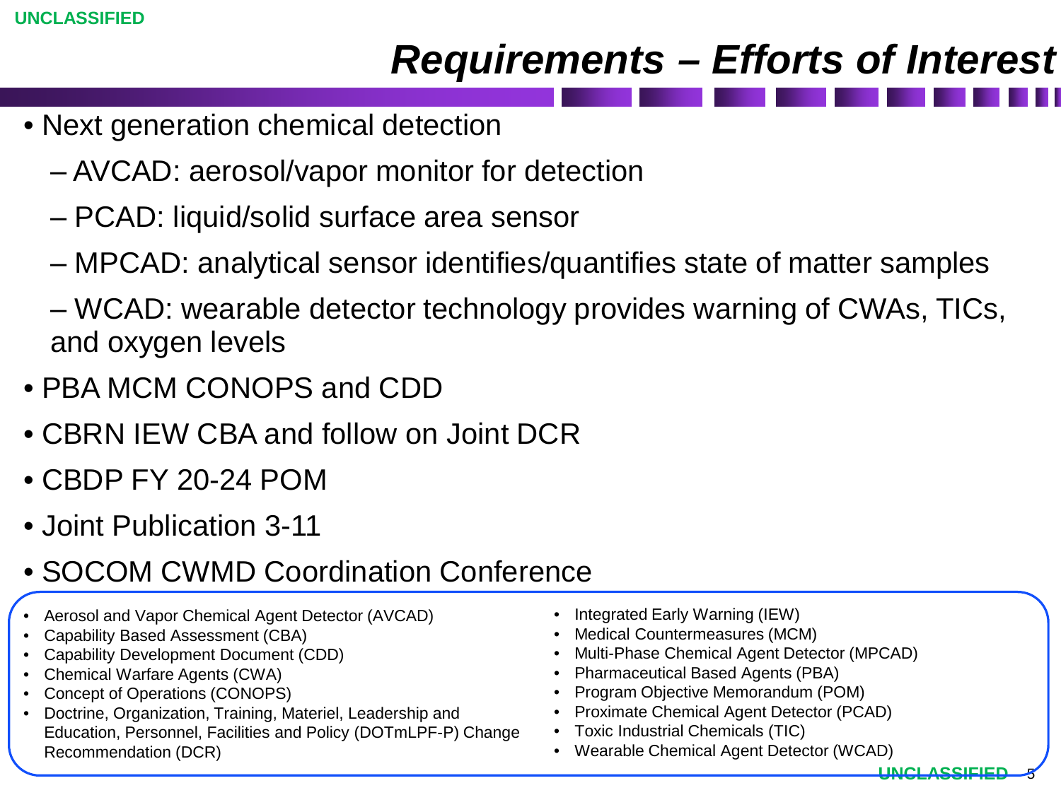# Requirements – Efforts of Interest

- Next generation chemical detection
  - AVCAD: aerosol/vapor monitor for detection
  - PCAD: liquid/solid surface area sensor
  - MPCAD: analytical sensor identifies/quantifies state of matter samples
  - WCAD: wearable detector technology provides warning of CWAs, TICs, and oxygen levels
- PBA MCM CONOPS and CDD
- CBRN IEW CBA and follow on Joint DCR
- CBDP FY 20-24 POM
- Joint Publication 3-11
- SOCOM CWMD Coordination Conference

---

- Aerosol and Vapor Chemical Agent Detector (AVCAD)
- Capability Based Assessment (CBA)
- Capability Development Document (CDD)
- Chemical Warfare Agents (CWA)
- Concept of Operations (CONOPS)
- Doctrine, Organization, Training, Materiel, Leadership and Education, Personnel, Facilities and Policy (DOTmLPF-P) Change Recommendation (DCR)
- Integrated Early Warning (IEW)
- Medical Countermeasures (MCM)
- Multi-Phase Chemical Agent Detector (MPCAD)
- Pharmaceutical Based Agents (PBA)
- Program Objective Memorandum (POM)
- Proximate Chemical Agent Detector (PCAD)
- Toxic Industrial Chemicals (TIC)
- Wearable Chemical Agent Detector (WCAD)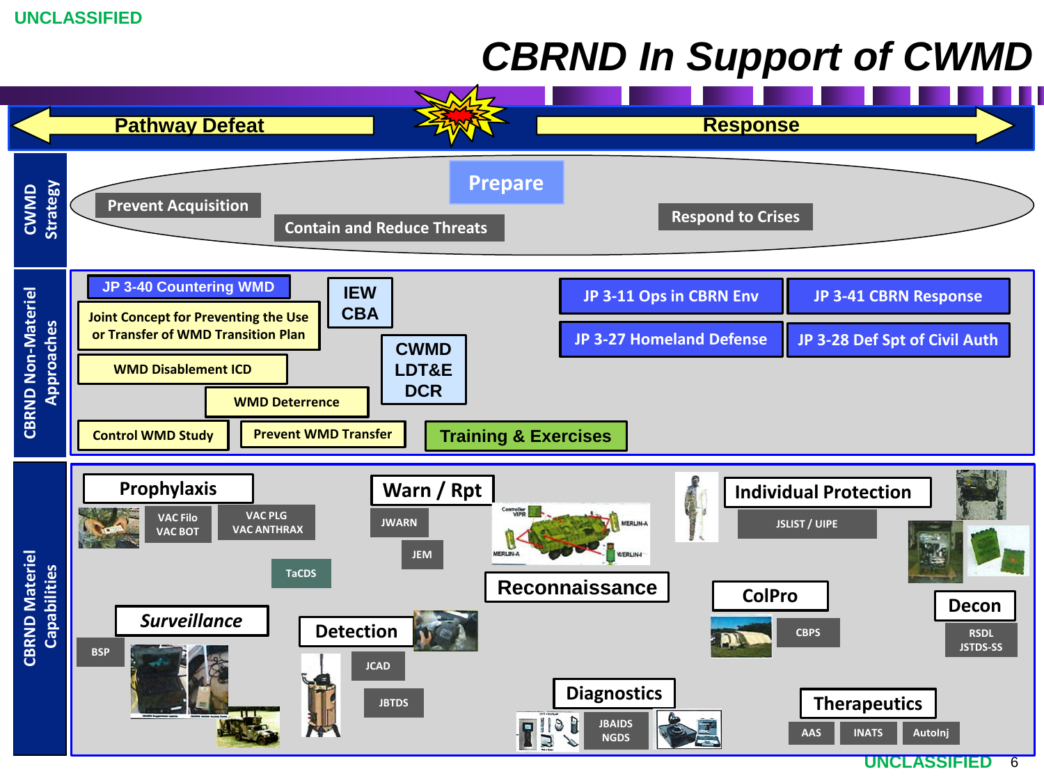# CBRND In Support of CWMD

**Pathway Defeat** ⟵ ⟶ **Response**

## CWMD Strategy

- Prevent Acquisition
- Contain and Reduce Threats
- Prepare
- Respond to Crises

## CBRND Non-Materiel Approaches

- JP 3-40 Countering WMD
- Joint Concept for Preventing the Use or Transfer of WMD Transition Plan
- WMD Disablement ICD
- WMD Deterrence
- Control WMD Study
- Prevent WMD Transfer
- IEW CBA
- CWMD LDT&E DCR
- Training & Exercises
- JP 3-11 Ops in CBRN Env
- JP 3-41 CBRN Response
- JP 3-27 Homeland Defense
- JP 3-28 Def Spt of Civil Auth

## CBRND Materiel Capabilities

**Prophylaxis**
- VAC Filo
- VAC BOT
- VAC PLG
- VAC ANTHRAX
- TaCDS

**Warn / Rpt**
- JWARN
- JEM

**Reconnaissance**
- Controller VIPR
- MERLIN-A
- MERLIN-I

**Individual Protection**
- JSLIST / UIPE

**Surveillance**
- BSP

**Detection**
- JCAD
- JBTDS

**ColPro**
- CBPS

**Decon**
- RSDL
- JSTDS-SS

**Diagnostics**
- JBAIDS
- NGDS

**Therapeutics**
- AAS
- INATS
- AutoInj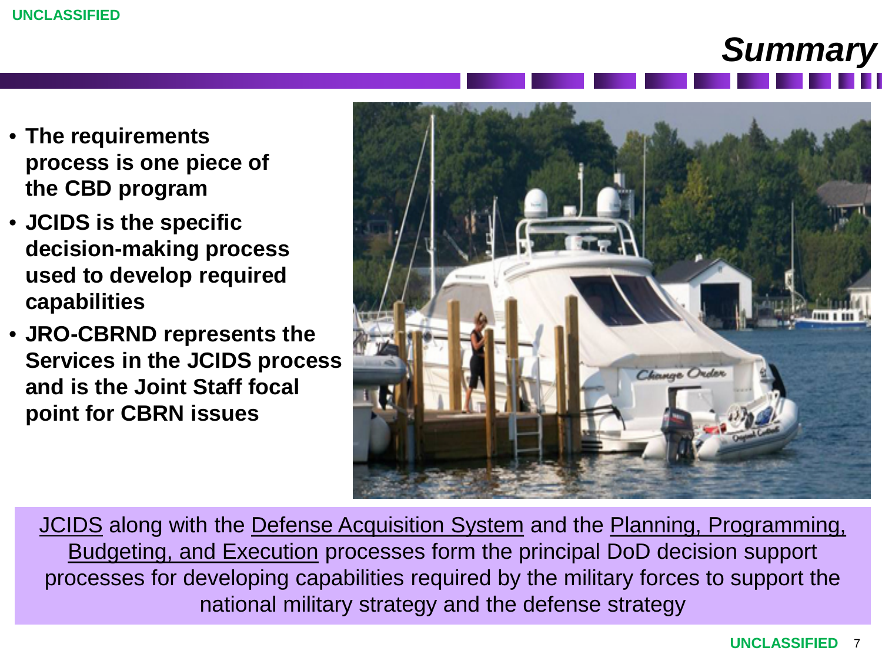# Summary

- **The requirements process is one piece of the CBD program**
- **JCIDS is the specific decision-making process used to develop required capabilities**
- **JRO-CBRND represents the Services in the JCIDS process and is the Joint Staff focal point for CBRN issues**

JCIDS along with the Defense Acquisition System and the Planning, Programming, Budgeting, and Execution processes form the principal DoD decision support processes for developing capabilities required by the military forces to support the national military strategy and the defense strategy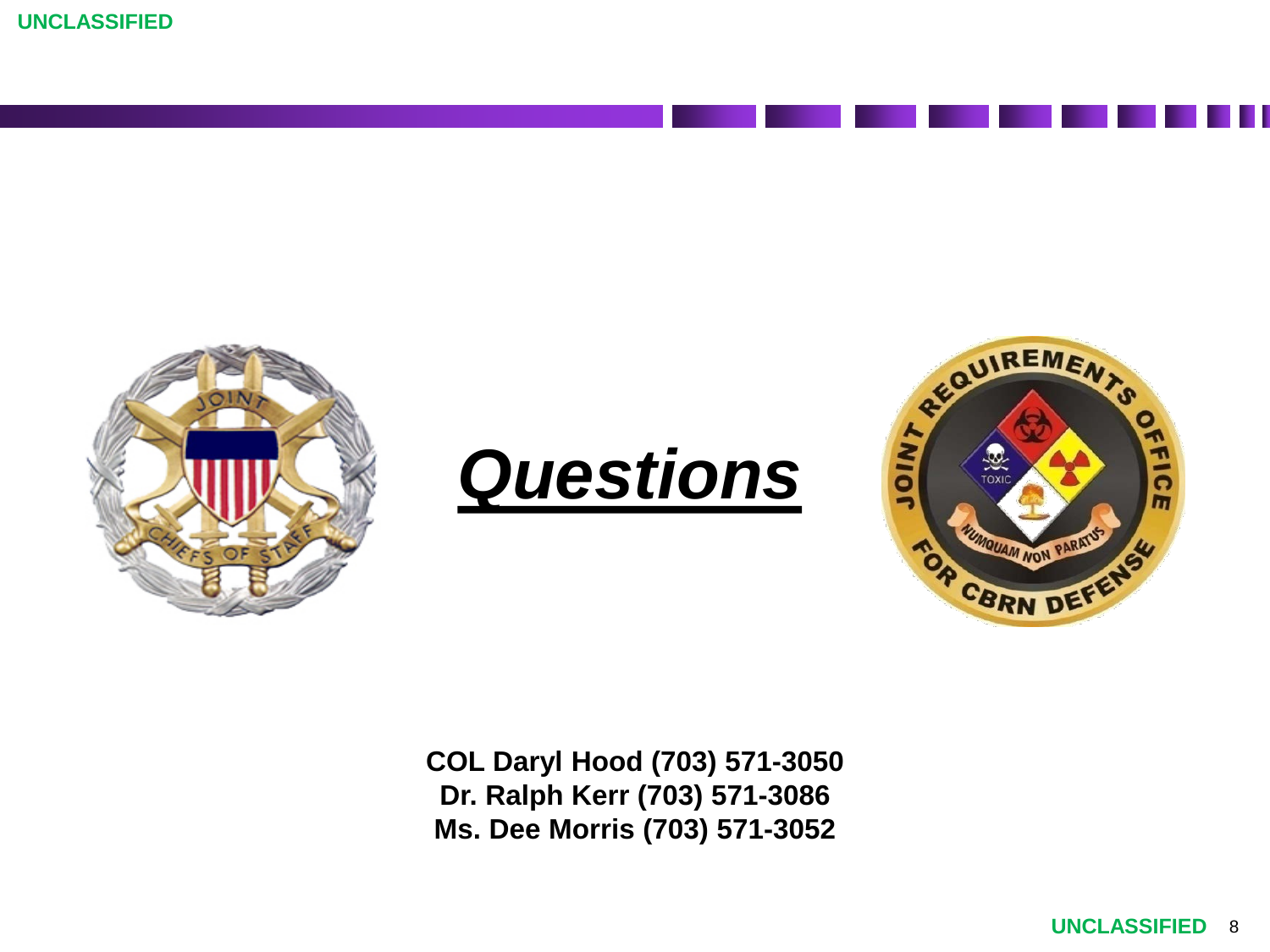# *Questions*

**COL Daryl Hood (703) 571-3050**
**Dr. Ralph Kerr (703) 571-3086**
**Ms. Dee Morris (703) 571-3052**